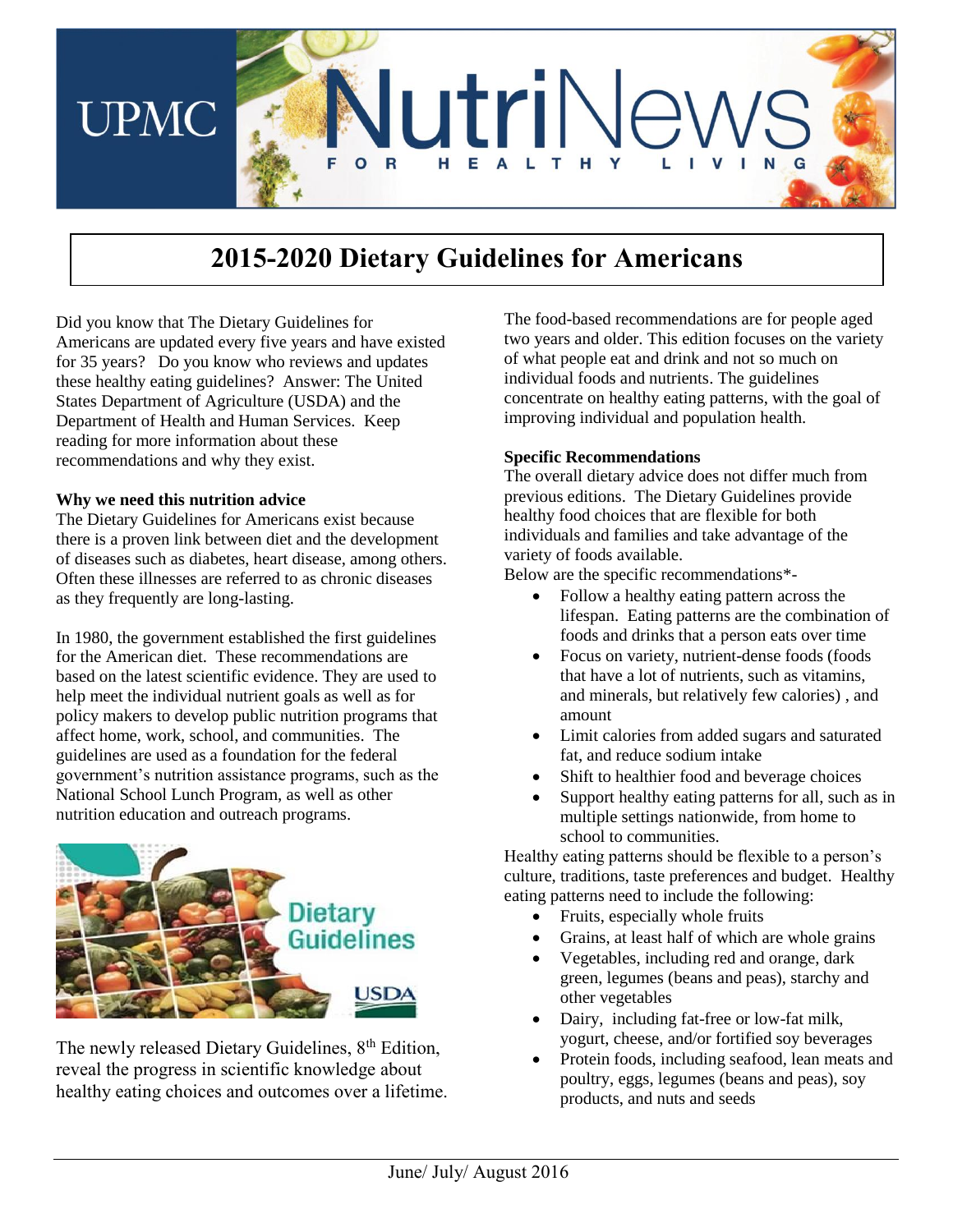# 2015-2020 Dietary Guidelines for Americans

Did you know that The Dietary Guidelines for Americans are updated every five years and have existed for 35 years? Do you know who reviews and updates these healthy eating guidelines? Answer: The United States Department of Agriculture (USDA) and the Department of Health and Human Services. Keep reading for more information about these recommendations and why they exist.

**Why we need this nutrition advice**

The Dietary Guidelines for Americans exist because there is a proven link between diet and the development of diseases such as diabetes, heart disease, among others. Often these illnesses are referred to as chronic diseases as they frequently are long-lasting.

In 1980, the government established the first guidelines for the American diet. These recommendations are based on the latest scientific evidence. They are used to help meet the individual nutrient goals as well as for policy makers to develop public nutrition programs that affect home, work, school, and communities. The guidelines are used as a foundation for the federal government's nutrition assistance programs, such as the National School Lunch Program, as well as other nutrition education and outreach programs.

The newly released Dietary Guidelines, 8th Edition, reveal the progress in scientific knowledge about healthy eating choices and outcomes over a lifetime.

The food-based recommendations are for people aged two years and older. This edition focuses on the variety of what people eat and drink and not so much on individual foods and nutrients. The guidelines concentrate on healthy eating patterns, with the goal of improving individual and population health.

**Specific Recommendations**

The overall dietary advice does not differ much from previous editions. The Dietary Guidelines provide healthy food choices that are flexible for both individuals and families and take advantage of the variety of foods available.

Below are the specific recommendations*-

- Follow a healthy eating pattern across the lifespan. Eating patterns are the combination of foods and drinks that a person eats over time
- Focus on variety, nutrient-dense foods (foods that have a lot of nutrients, such as vitamins, and minerals, but relatively few calories) , and amount
- Limit calories from added sugars and saturated fat, and reduce sodium intake
- Shift to healthier food and beverage choices
- Support healthy eating patterns for all, such as in multiple settings nationwide, from home to school to communities.

Healthy eating patterns should be flexible to a person's culture, traditions, taste preferences and budget. Healthy eating patterns need to include the following:

- Fruits, especially whole fruits
- Grains, at least half of which are whole grains
- Vegetables, including red and orange, dark green, legumes (beans and peas), starchy and other vegetables
- Dairy, including fat-free or low-fat milk, yogurt, cheese, and/or fortified soy beverages
- Protein foods, including seafood, lean meats and poultry, eggs, legumes (beans and peas), soy products, and nuts and seeds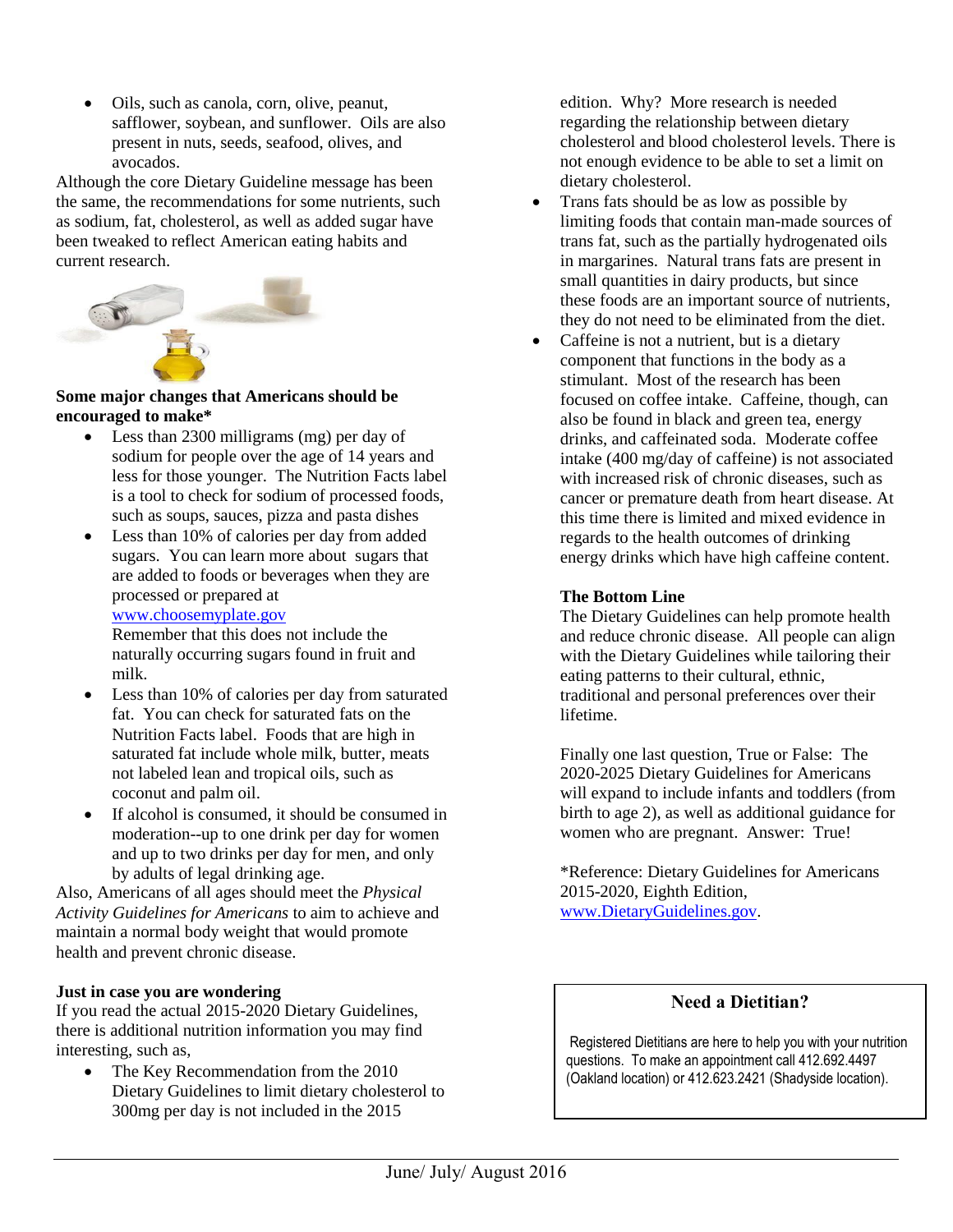- Oils, such as canola, corn, olive, peanut, safflower, soybean, and sunflower. Oils are also present in nuts, seeds, seafood, olives, and avocados.

Although the core Dietary Guideline message has been the same, the recommendations for some nutrients, such as sodium, fat, cholesterol, as well as added sugar have been tweaked to reflect American eating habits and current research.

**Some major changes that Americans should be encouraged to make***

- Less than 2300 milligrams (mg) per day of sodium for people over the age of 14 years and less for those younger. The Nutrition Facts label is a tool to check for sodium of processed foods, such as soups, sauces, pizza and pasta dishes
- Less than 10% of calories per day from added sugars. You can learn more about sugars that are added to foods or beverages when they are processed or prepared at [www.choosemyplate.gov](http://www.choosemyplate.gov)
  Remember that this does not include the naturally occurring sugars found in fruit and milk.
- Less than 10% of calories per day from saturated fat. You can check for saturated fats on the Nutrition Facts label. Foods that are high in saturated fat include whole milk, butter, meats not labeled lean and tropical oils, such as coconut and palm oil.
- If alcohol is consumed, it should be consumed in moderation--up to one drink per day for women and up to two drinks per day for men, and only by adults of legal drinking age.

Also, Americans of all ages should meet the *Physical Activity Guidelines for Americans* to aim to achieve and maintain a normal body weight that would promote health and prevent chronic disease.

**Just in case you are wondering**

If you read the actual 2015-2020 Dietary Guidelines, there is additional nutrition information you may find interesting, such as,

- The Key Recommendation from the 2010 Dietary Guidelines to limit dietary cholesterol to 300mg per day is not included in the 2015 edition. Why? More research is needed regarding the relationship between dietary cholesterol and blood cholesterol levels. There is not enough evidence to be able to set a limit on dietary cholesterol.
- Trans fats should be as low as possible by limiting foods that contain man-made sources of trans fat, such as the partially hydrogenated oils in margarines. Natural trans fats are present in small quantities in dairy products, but since these foods are an important source of nutrients, they do not need to be eliminated from the diet.
- Caffeine is not a nutrient, but is a dietary component that functions in the body as a stimulant. Most of the research has been focused on coffee intake. Caffeine, though, can also be found in black and green tea, energy drinks, and caffeinated soda. Moderate coffee intake (400 mg/day of caffeine) is not associated with increased risk of chronic diseases, such as cancer or premature death from heart disease. At this time there is limited and mixed evidence in regards to the health outcomes of drinking energy drinks which have high caffeine content.

**The Bottom Line**

The Dietary Guidelines can help promote health and reduce chronic disease. All people can align with the Dietary Guidelines while tailoring their eating patterns to their cultural, ethnic, traditional and personal preferences over their lifetime.

Finally one last question, True or False: The 2020-2025 Dietary Guidelines for Americans will expand to include infants and toddlers (from birth to age 2), as well as additional guidance for women who are pregnant. Answer: True!

*Reference: Dietary Guidelines for Americans 2015-2020, Eighth Edition, [www.DietaryGuidelines.gov](http://www.DietaryGuidelines.gov).

**Need a Dietitian?**

Registered Dietitians are here to help you with your nutrition questions. To make an appointment call 412.692.4497 (Oakland location) or 412.623.2421 (Shadyside location).

June/ July/ August 2016